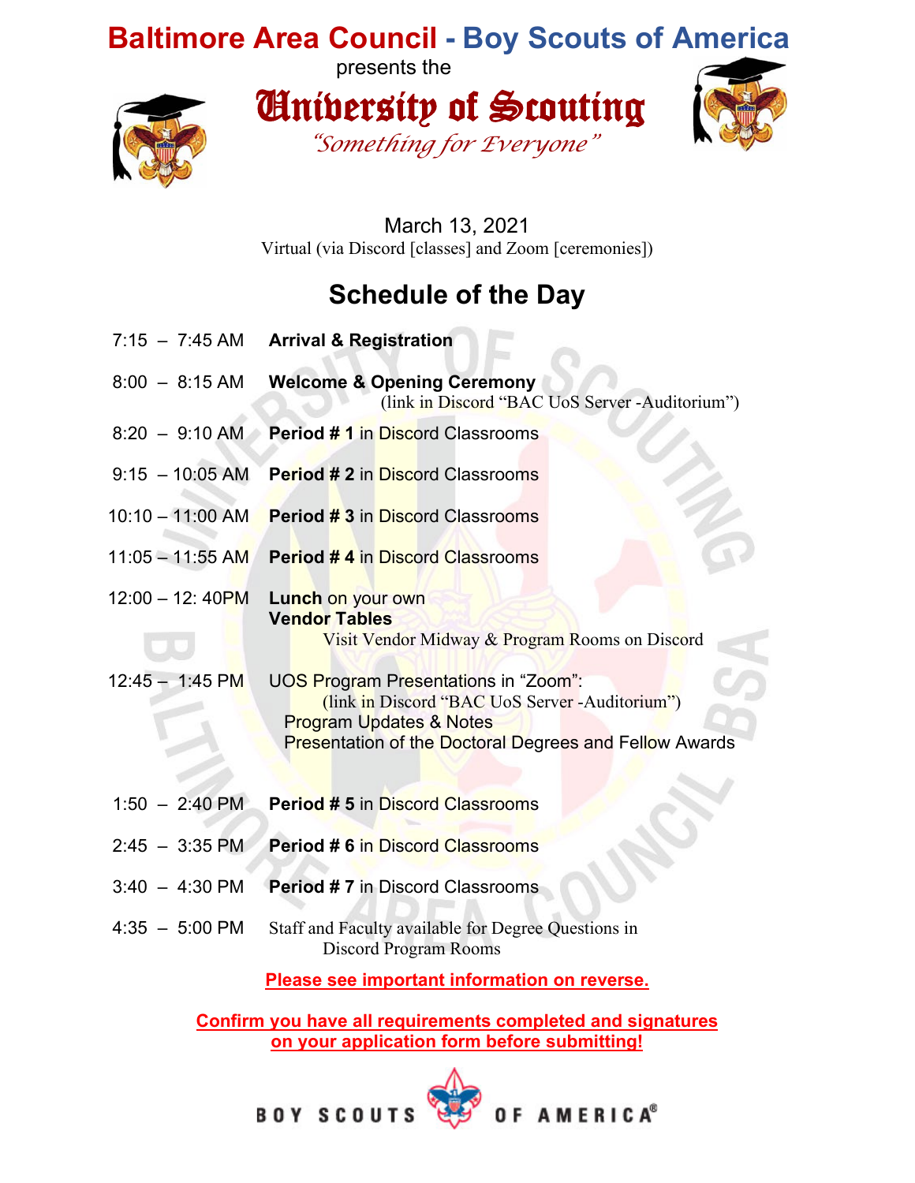# Baltimore Area Council - Boy Scouts of America

presents the

# University of Scouting

*"Something for Everyone"*

March 13, 2021
Virtual (via Discord [classes] and Zoom [ceremonies])

## Schedule of the Day

| Time | Activity |
|---|---|
| 7:15 – 7:45 AM | **Arrival & Registration** |
| 8:00 – 8:15 AM | **Welcome & Opening Ceremony** (link in Discord "BAC UoS Server -Auditorium") |
| 8:20 – 9:10 AM | **Period # 1** in Discord Classrooms |
| 9:15 – 10:05 AM | **Period # 2** in Discord Classrooms |
| 10:10 – 11:00 AM | **Period # 3** in Discord Classrooms |
| 11:05 – 11:55 AM | **Period # 4** in Discord Classrooms |
| 12:00 – 12: 40PM | **Lunch** on your own<br>**Vendor Tables**<br>Visit Vendor Midway & Program Rooms on Discord |
| 12:45 – 1:45 PM | UOS Program Presentations in "Zoom":<br>(link in Discord "BAC UoS Server -Auditorium")<br>Program Updates & Notes<br>Presentation of the Doctoral Degrees and Fellow Awards |
| 1:50 – 2:40 PM | **Period # 5** in Discord Classrooms |
| 2:45 – 3:35 PM | **Period # 6** in Discord Classrooms |
| 3:40 – 4:30 PM | **Period # 7** in Discord Classrooms |
| 4:35 – 5:00 PM | Staff and Faculty available for Degree Questions in Discord Program Rooms |

**Please see important information on reverse.**

**Confirm you have all requirements completed and signatures on your application form before submitting!**

BOY SCOUTS OF AMERICA®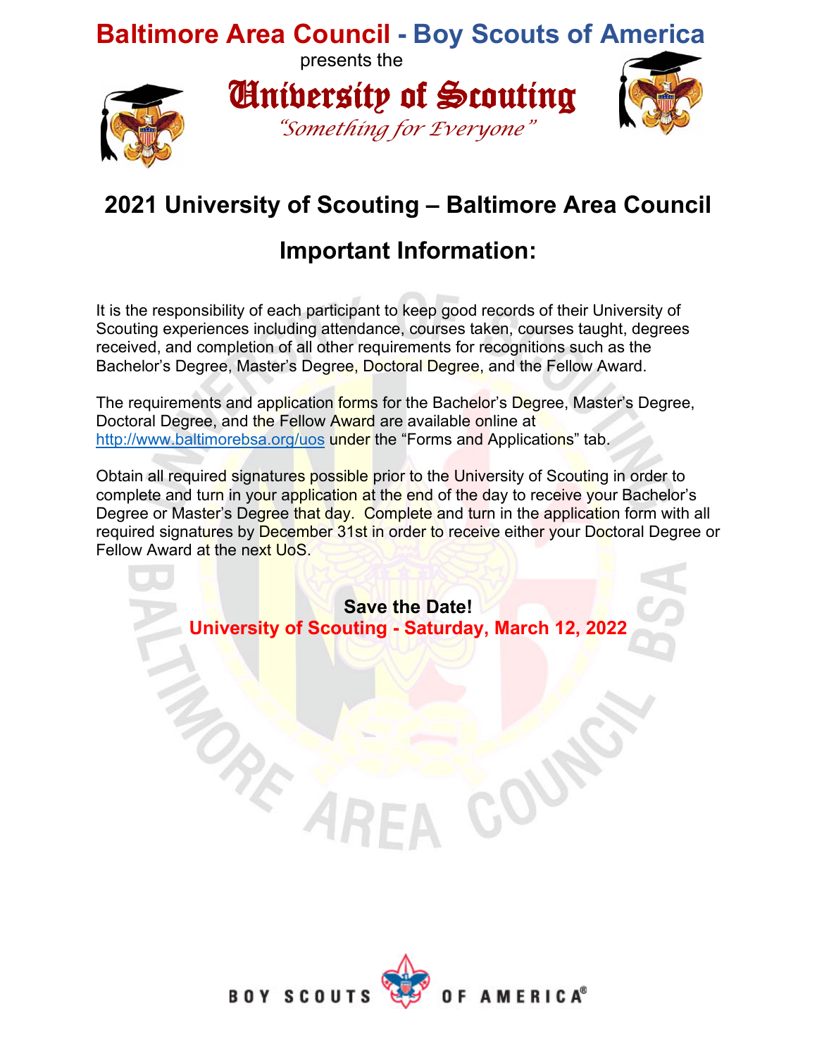# Baltimore Area Council - Boy Scouts of America

presents the

## University of Scouting

*"Something for Everyone"*

## 2021 University of Scouting – Baltimore Area Council

## Important Information:

It is the responsibility of each participant to keep good records of their University of Scouting experiences including attendance, courses taken, courses taught, degrees received, and completion of all other requirements for recognitions such as the Bachelor's Degree, Master's Degree, Doctoral Degree, and the Fellow Award.

The requirements and application forms for the Bachelor's Degree, Master's Degree, Doctoral Degree, and the Fellow Award are available online at http://www.baltimorebsa.org/uos under the "Forms and Applications" tab.

Obtain all required signatures possible prior to the University of Scouting in order to complete and turn in your application at the end of the day to receive your Bachelor's Degree or Master's Degree that day. Complete and turn in the application form with all required signatures by December 31st in order to receive either your Doctoral Degree or Fellow Award at the next UoS.

**Save the Date!**

**University of Scouting - Saturday, March 12, 2022**

BOY SCOUTS OF AMERICA®